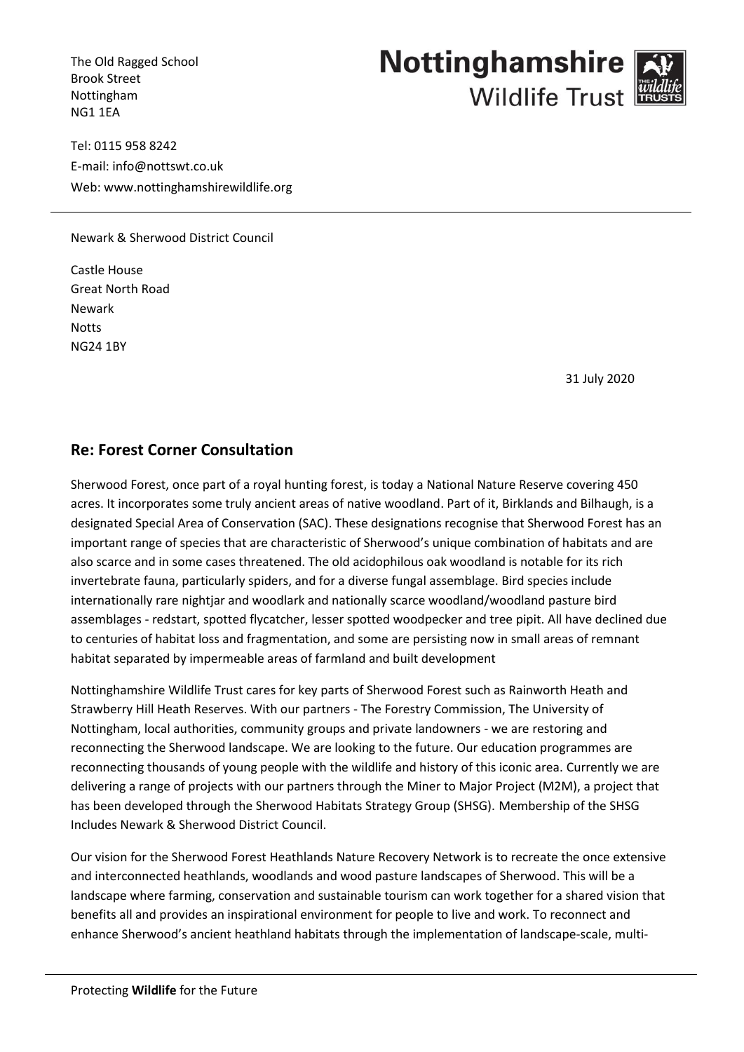The Old Ragged School
Brook Street
Nottingham
NG1 1EA

**Nottinghamshire Wildlife Trust**

Tel: 0115 958 8242
E-mail: info@nottswt.co.uk
Web: www.nottinghamshirewildlife.org

Newark & Sherwood District Council

Castle House
Great North Road
Newark
Notts
NG24 1BY

31 July 2020

## Re: Forest Corner Consultation

Sherwood Forest, once part of a royal hunting forest, is today a National Nature Reserve covering 450 acres. It incorporates some truly ancient areas of native woodland. Part of it, Birklands and Bilhaugh, is a designated Special Area of Conservation (SAC). These designations recognise that Sherwood Forest has an important range of species that are characteristic of Sherwood's unique combination of habitats and are also scarce and in some cases threatened. The old acidophilous oak woodland is notable for its rich invertebrate fauna, particularly spiders, and for a diverse fungal assemblage. Bird species include internationally rare nightjar and woodlark and nationally scarce woodland/woodland pasture bird assemblages - redstart, spotted flycatcher, lesser spotted woodpecker and tree pipit. All have declined due to centuries of habitat loss and fragmentation, and some are persisting now in small areas of remnant habitat separated by impermeable areas of farmland and built development

Nottinghamshire Wildlife Trust cares for key parts of Sherwood Forest such as Rainworth Heath and Strawberry Hill Heath Reserves. With our partners - The Forestry Commission, The University of Nottingham, local authorities, community groups and private landowners - we are restoring and reconnecting the Sherwood landscape. We are looking to the future. Our education programmes are reconnecting thousands of young people with the wildlife and history of this iconic area. Currently we are delivering a range of projects with our partners through the Miner to Major Project (M2M), a project that has been developed through the Sherwood Habitats Strategy Group (SHSG). Membership of the SHSG Includes Newark & Sherwood District Council.

Our vision for the Sherwood Forest Heathlands Nature Recovery Network is to recreate the once extensive and interconnected heathlands, woodlands and wood pasture landscapes of Sherwood. This will be a landscape where farming, conservation and sustainable tourism can work together for a shared vision that benefits all and provides an inspirational environment for people to live and work. To reconnect and enhance Sherwood's ancient heathland habitats through the implementation of landscape-scale, multi-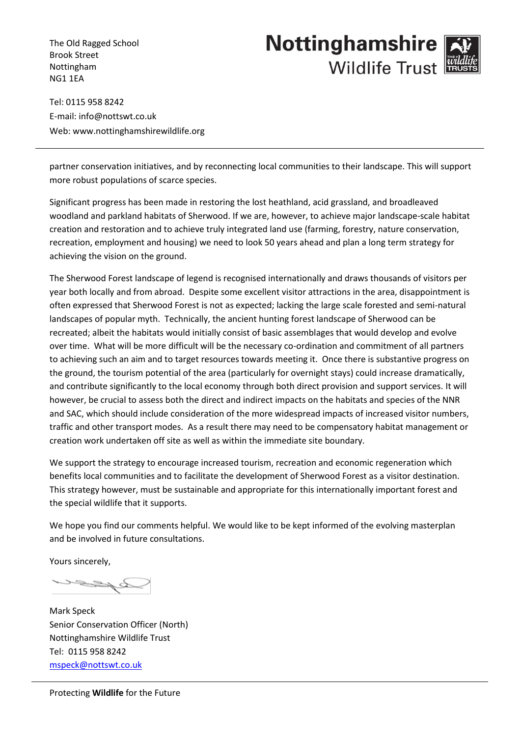partner conservation initiatives, and by reconnecting local communities to their landscape. This will support more robust populations of scarce species.

Significant progress has been made in restoring the lost heathland, acid grassland, and broadleaved woodland and parkland habitats of Sherwood. If we are, however, to achieve major landscape-scale habitat creation and restoration and to achieve truly integrated land use (farming, forestry, nature conservation, recreation, employment and housing) we need to look 50 years ahead and plan a long term strategy for achieving the vision on the ground.

The Sherwood Forest landscape of legend is recognised internationally and draws thousands of visitors per year both locally and from abroad. Despite some excellent visitor attractions in the area, disappointment is often expressed that Sherwood Forest is not as expected; lacking the large scale forested and semi-natural landscapes of popular myth. Technically, the ancient hunting forest landscape of Sherwood can be recreated; albeit the habitats would initially consist of basic assemblages that would develop and evolve over time. What will be more difficult will be the necessary co-ordination and commitment of all partners to achieving such an aim and to target resources towards meeting it. Once there is substantive progress on the ground, the tourism potential of the area (particularly for overnight stays) could increase dramatically, and contribute significantly to the local economy through both direct provision and support services. It will however, be crucial to assess both the direct and indirect impacts on the habitats and species of the NNR and SAC, which should include consideration of the more widespread impacts of increased visitor numbers, traffic and other transport modes. As a result there may need to be compensatory habitat management or creation work undertaken off site as well as within the immediate site boundary.

We support the strategy to encourage increased tourism, recreation and economic regeneration which benefits local communities and to facilitate the development of Sherwood Forest as a visitor destination. This strategy however, must be sustainable and appropriate for this internationally important forest and the special wildlife that it supports.

We hope you find our comments helpful. We would like to be kept informed of the evolving masterplan and be involved in future consultations.

Yours sincerely,

Mark Speck
Senior Conservation Officer (North)
Nottinghamshire Wildlife Trust
Tel: 0115 958 8242
mspeck@nottswt.co.uk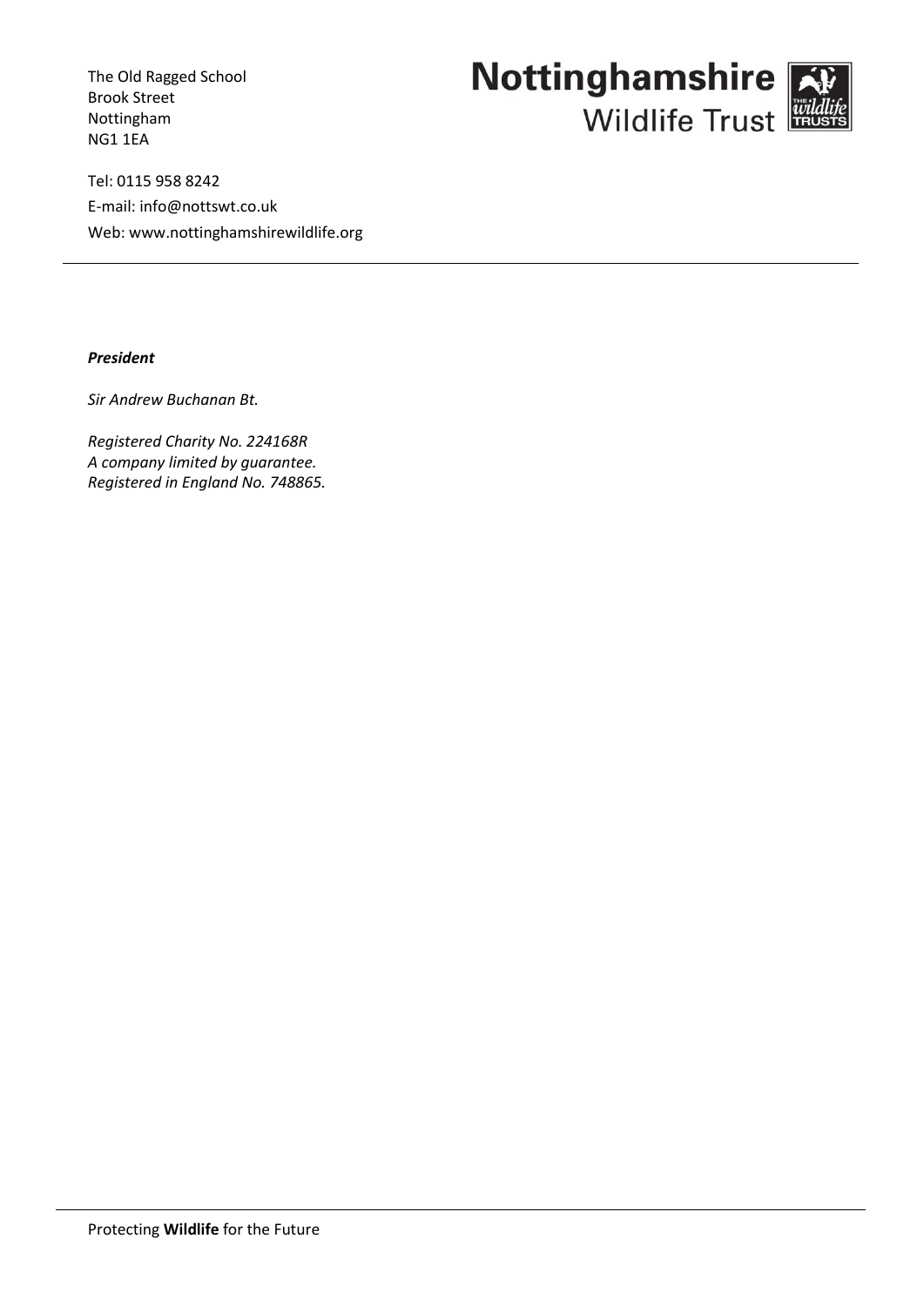The Old Ragged School
Brook Street
Nottingham
NG1 1EA

Nottinghamshire Wildlife Trust

Tel: 0115 958 8242
E-mail: info@nottswt.co.uk
Web: www.nottinghamshirewildlife.org

***President***

*Sir Andrew Buchanan Bt.*

*Registered Charity No. 224168R*
*A company limited by guarantee.*
*Registered in England No. 748865.*

Protecting **Wildlife** for the Future